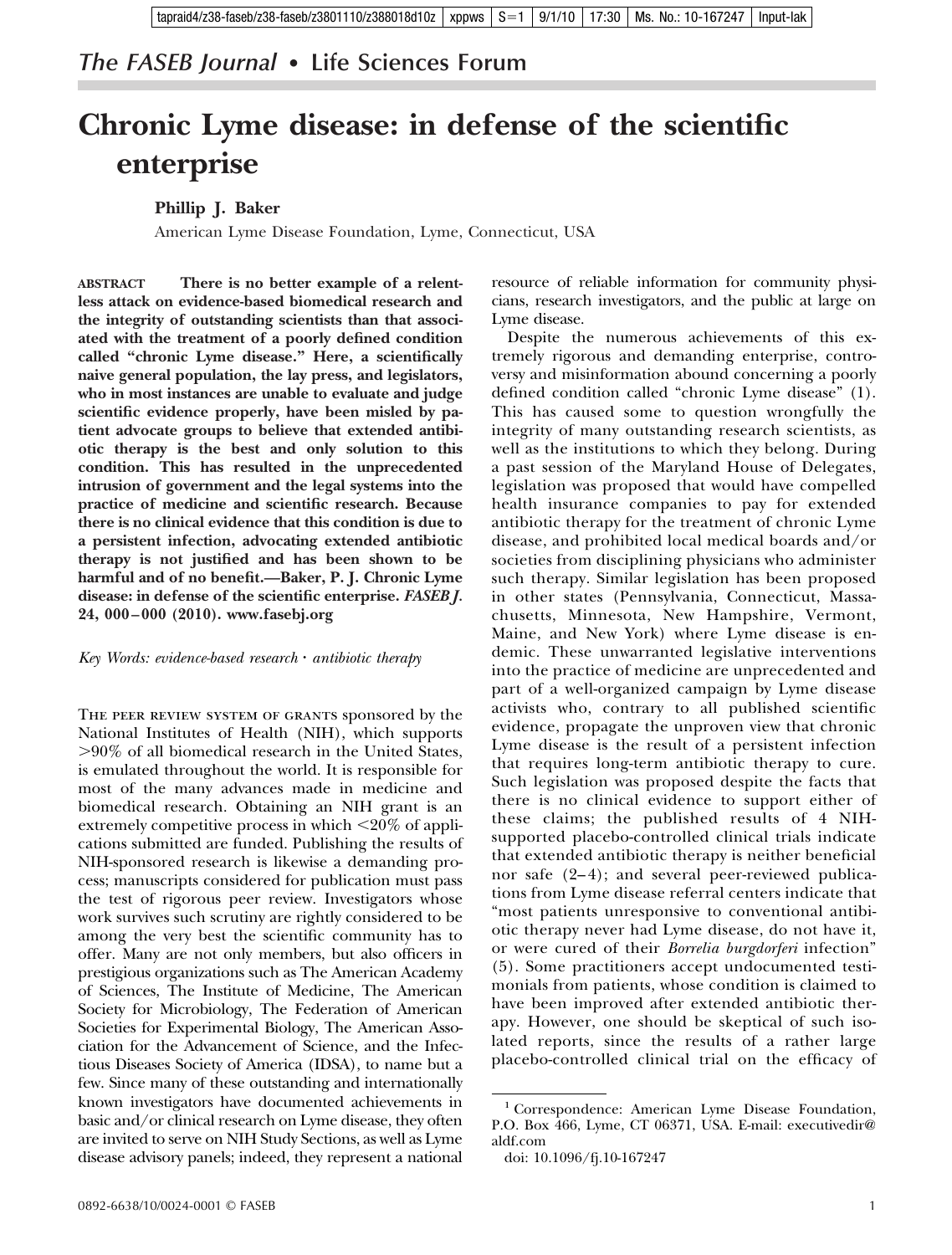The FASEB Journal • Life Sciences Forum

# Chronic Lyme disease: in defense of the scientific enterprise

**Phillip J. Baker**

American Lyme Disease Foundation, Lyme, Connecticut, USA

**ABSTRACT** **There is no better example of a relentless attack on evidence-based biomedical research and the integrity of outstanding scientists than that associated with the treatment of a poorly defined condition called "chronic Lyme disease." Here, a scientifically naive general population, the lay press, and legislators, who in most instances are unable to evaluate and judge scientific evidence properly, have been misled by patient advocate groups to believe that extended antibiotic therapy is the best and only solution to this condition. This has resulted in the unprecedented intrusion of government and the legal systems into the practice of medicine and scientific research. Because there is no clinical evidence that this condition is due to a persistent infection, advocating extended antibiotic therapy is not justified and has been shown to be harmful and of no benefit.—Baker, P. J. Chronic Lyme disease: in defense of the scientific enterprise. *FASEB J.* 24, 000–000 (2010). www.fasebj.org**

*Key Words: evidence-based research · antibiotic therapy*

The peer review system of grants sponsored by the National Institutes of Health (NIH), which supports >90% of all biomedical research in the United States, is emulated throughout the world. It is responsible for most of the many advances made in medicine and biomedical research. Obtaining an NIH grant is an extremely competitive process in which <20% of applications submitted are funded. Publishing the results of NIH-sponsored research is likewise a demanding process; manuscripts considered for publication must pass the test of rigorous peer review. Investigators whose work survives such scrutiny are rightly considered to be among the very best the scientific community has to offer. Many are not only members, but also officers in prestigious organizations such as The American Academy of Sciences, The Institute of Medicine, The American Society for Microbiology, The Federation of American Societies for Experimental Biology, The American Association for the Advancement of Science, and the Infectious Diseases Society of America (IDSA), to name but a few. Since many of these outstanding and internationally known investigators have documented achievements in basic and/or clinical research on Lyme disease, they often are invited to serve on NIH Study Sections, as well as Lyme disease advisory panels; indeed, they represent a national resource of reliable information for community physicians, research investigators, and the public at large on Lyme disease.

Despite the numerous achievements of this extremely rigorous and demanding enterprise, controversy and misinformation abound concerning a poorly defined condition called "chronic Lyme disease" (1). This has caused some to question wrongfully the integrity of many outstanding research scientists, as well as the institutions to which they belong. During a past session of the Maryland House of Delegates, legislation was proposed that would have compelled health insurance companies to pay for extended antibiotic therapy for the treatment of chronic Lyme disease, and prohibited local medical boards and/or societies from disciplining physicians who administer such therapy. Similar legislation has been proposed in other states (Pennsylvania, Connecticut, Massachusetts, Minnesota, New Hampshire, Vermont, Maine, and New York) where Lyme disease is endemic. These unwarranted legislative interventions into the practice of medicine are unprecedented and part of a well-organized campaign by Lyme disease activists who, contrary to all published scientific evidence, propagate the unproven view that chronic Lyme disease is the result of a persistent infection that requires long-term antibiotic therapy to cure. Such legislation was proposed despite the facts that there is no clinical evidence to support either of these claims; the published results of 4 NIH-supported placebo-controlled clinical trials indicate that extended antibiotic therapy is neither beneficial nor safe (2–4); and several peer-reviewed publications from Lyme disease referral centers indicate that "most patients unresponsive to conventional antibiotic therapy never had Lyme disease, do not have it, or were cured of their *Borrelia burgdorferi* infection" (5). Some practitioners accept undocumented testimonials from patients, whose condition is claimed to have been improved after extended antibiotic therapy. However, one should be skeptical of such isolated reports, since the results of a rather large placebo-controlled clinical trial on the efficacy of

[1] Correspondence: American Lyme Disease Foundation, P.O. Box 466, Lyme, CT 06371, USA. E-mail: executivedir@aldf.com

doi: 10.1096/fj.10-167247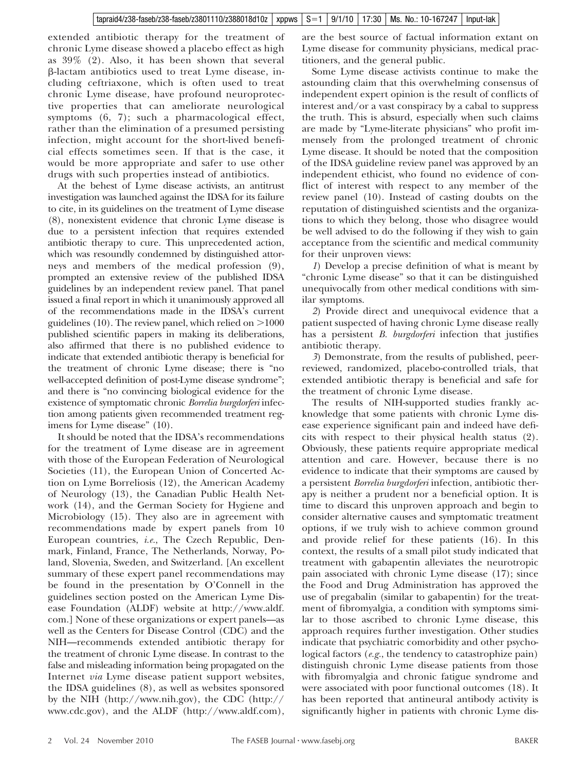extended antibiotic therapy for the treatment of chronic Lyme disease showed a placebo effect as high as 39% (2). Also, it has been shown that several β-lactam antibiotics used to treat Lyme disease, including ceftriaxone, which is often used to treat chronic Lyme disease, have profound neuroprotective properties that can ameliorate neurological symptoms (6, 7); such a pharmacological effect, rather than the elimination of a presumed persisting infection, might account for the short-lived beneficial effects sometimes seen. If that is the case, it would be more appropriate and safer to use other drugs with such properties instead of antibiotics.

At the behest of Lyme disease activists, an antitrust investigation was launched against the IDSA for its failure to cite, in its guidelines on the treatment of Lyme disease (8), nonexistent evidence that chronic Lyme disease is due to a persistent infection that requires extended antibiotic therapy to cure. This unprecedented action, which was resoundly condemned by distinguished attorneys and members of the medical profession (9), prompted an extensive review of the published IDSA guidelines by an independent review panel. That panel issued a final report in which it unanimously approved all of the recommendations made in the IDSA's current guidelines (10). The review panel, which relied on >1000 published scientific papers in making its deliberations, also affirmed that there is no published evidence to indicate that extended antibiotic therapy is beneficial for the treatment of chronic Lyme disease; there is "no well-accepted definition of post-Lyme disease syndrome"; and there is "no convincing biological evidence for the existence of symptomatic chronic *Borrelia burgdorferi* infection among patients given recommended treatment regimens for Lyme disease" (10).

It should be noted that the IDSA's recommendations for the treatment of Lyme disease are in agreement with those of the European Federation of Neurological Societies (11), the European Union of Concerted Action on Lyme Borreliosis (12), the American Academy of Neurology (13), the Canadian Public Health Network (14), and the German Society for Hygiene and Microbiology (15). They also are in agreement with recommendations made by expert panels from 10 European countries, *i.e.*, The Czech Republic, Denmark, Finland, France, The Netherlands, Norway, Poland, Slovenia, Sweden, and Switzerland. [An excellent summary of these expert panel recommendations may be found in the presentation by O'Connell in the guidelines section posted on the American Lyme Disease Foundation (ALDF) website at http://www.aldf.com.] None of these organizations or expert panels—as well as the Centers for Disease Control (CDC) and the NIH—recommends extended antibiotic therapy for the treatment of chronic Lyme disease. In contrast to the false and misleading information being propagated on the Internet *via* Lyme disease patient support websites, the IDSA guidelines (8), as well as websites sponsored by the NIH (http://www.nih.gov), the CDC (http://www.cdc.gov), and the ALDF (http://www.aldf.com), are the best source of factual information extant on Lyme disease for community physicians, medical practitioners, and the general public.

Some Lyme disease activists continue to make the astounding claim that this overwhelming consensus of independent expert opinion is the result of conflicts of interest and/or a vast conspiracy by a cabal to suppress the truth. This is absurd, especially when such claims are made by "Lyme-literate physicians" who profit immensely from the prolonged treatment of chronic Lyme disease. It should be noted that the composition of the IDSA guideline review panel was approved by an independent ethicist, who found no evidence of conflict of interest with respect to any member of the review panel (10). Instead of casting doubts on the reputation of distinguished scientists and the organizations to which they belong, those who disagree would be well advised to do the following if they wish to gain acceptance from the scientific and medical community for their unproven views:

*1*) Develop a precise definition of what is meant by "chronic Lyme disease" so that it can be distinguished unequivocally from other medical conditions with similar symptoms.

*2*) Provide direct and unequivocal evidence that a patient suspected of having chronic Lyme disease really has a persistent *B. burgdorferi* infection that justifies antibiotic therapy.

*3*) Demonstrate, from the results of published, peer-reviewed, randomized, placebo-controlled trials, that extended antibiotic therapy is beneficial and safe for the treatment of chronic Lyme disease.

The results of NIH-supported studies frankly acknowledge that some patients with chronic Lyme disease experience significant pain and indeed have deficits with respect to their physical health status (2). Obviously, these patients require appropriate medical attention and care. However, because there is no evidence to indicate that their symptoms are caused by a persistent *Borrelia burgdorferi* infection, antibiotic therapy is neither a prudent nor a beneficial option. It is time to discard this unproven approach and begin to consider alternative causes and symptomatic treatment options, if we truly wish to achieve common ground and provide relief for these patients (16). In this context, the results of a small pilot study indicated that treatment with gabapentin alleviates the neurotropic pain associated with chronic Lyme disease (17); since the Food and Drug Administration has approved the use of pregabalin (similar to gabapentin) for the treatment of fibromyalgia, a condition with symptoms similar to those ascribed to chronic Lyme disease, this approach requires further investigation. Other studies indicate that psychiatric comorbidity and other psychological factors (*e.g.*, the tendency to catastrophize pain) distinguish chronic Lyme disease patients from those with fibromyalgia and chronic fatigue syndrome and were associated with poor functional outcomes (18). It has been reported that antineural antibody activity is significantly higher in patients with chronic Lyme dis-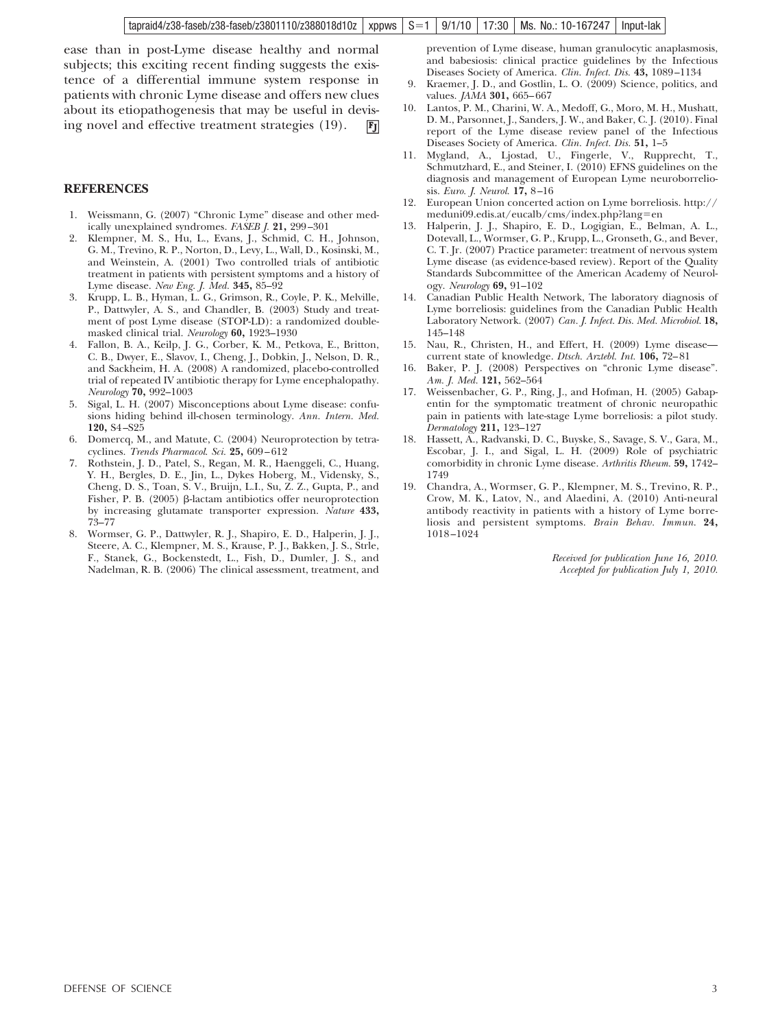ease than in post-Lyme disease healthy and normal subjects; this exciting recent finding suggests the existence of a differential immune system response in patients with chronic Lyme disease and offers new clues about its etiopathogenesis that may be useful in devising novel and effective treatment strategies (19). **FJ**

## REFERENCES

1. Weissmann, G. (2007) "Chronic Lyme" disease and other medically unexplained syndromes. *FASEB J.* **21,** 299–301
2. Klempner, M. S., Hu, L., Evans, J., Schmid, C. H., Johnson, G. M., Trevino, R. P., Norton, D., Levy, L., Wall, D., Kosinski, M., and Weinstein, A. (2001) Two controlled trials of antibiotic treatment in patients with persistent symptoms and a history of Lyme disease. *New Eng. J. Med.* **345,** 85–92
3. Krupp, L. B., Hyman, L. G., Grimson, R., Coyle, P. K., Melville, P., Dattwyler, A. S., and Chandler, B. (2003) Study and treatment of post Lyme disease (STOP-LD): a randomized double-masked clinical trial. *Neurology* **60,** 1923–1930
4. Fallon, B. A., Keilp, J. G., Corber, K. M., Petkova, E., Britton, C. B., Dwyer, E., Slavov, I., Cheng, J., Dobkin, J., Nelson, D. R., and Sackheim, H. A. (2008) A randomized, placebo-controlled trial of repeated IV antibiotic therapy for Lyme encephalopathy. *Neurology* **70,** 992–1003
5. Sigal, L. H. (2007) Misconceptions about Lyme disease: confusions hiding behind ill-chosen terminology. *Ann. Intern. Med.* **120,** S4–S25
6. Domercq, M., and Matute, C. (2004) Neuroprotection by tetracyclines. *Trends Pharmacol. Sci.* **25,** 609–612
7. Rothstein, J. D., Patel, S., Regan, M. R., Haenggeli, C., Huang, Y. H., Bergles, D. E., Jin, L., Dykes Hoberg, M., Vidensky, S., Cheng, D. S., Toan, S. V., Bruijn, L.I., Su, Z. Z., Gupta, P., and Fisher, P. B. (2005) β-lactam antibiotics offer neuroprotection by increasing glutamate transporter expression. *Nature* **433,** 73–77
8. Wormser, G. P., Dattwyler, R. J., Shapiro, E. D., Halperin, J. J., Steere, A. C., Klempner, M. S., Krause, P. J., Bakken, J. S., Strle, F., Stanek, G., Bockenstedt, L., Fish, D., Dumler, J. S., and Nadelman, R. B. (2006) The clinical assessment, treatment, and prevention of Lyme disease, human granulocytic anaplasmosis, and babesiosis: clinical practice guidelines by the Infectious Diseases Society of America. *Clin. Infect. Dis.* **43,** 1089–1134
9. Kraemer, J. D., and Gostlin, L. O. (2009) Science, politics, and values. *JAMA* **301,** 665–667
10. Lantos, P. M., Charini, W. A., Medoff, G., Moro, M. H., Mushatt, D. M., Parsonnet, J., Sanders, J. W., and Baker, C. J. (2010). Final report of the Lyme disease review panel of the Infectious Diseases Society of America. *Clin. Infect. Dis.* **51,** 1–5
11. Mygland, A., Ljostad, U., Fingerle, V., Rupprecht, T., Schmutzhard, E., and Steiner, I. (2010) EFNS guidelines on the diagnosis and management of European Lyme neuroborreliosis. *Euro. J. Neurol.* **17,** 8–16
12. European Union concerted action on Lyme borreliosis. http://meduni09.edis.at/eucalb/cms/index.php?lang=en
13. Halperin, J. J., Shapiro, E. D., Logigian, E., Belman, A. L., Dotevall, L., Wormser, G. P., Krupp, L., Gronseth, G., and Bever, C. T. Jr. (2007) Practice parameter: treatment of nervous system Lyme disease (as evidence-based review). Report of the Quality Standards Subcommittee of the American Academy of Neurology. *Neurology* **69,** 91–102
14. Canadian Public Health Network, The laboratory diagnosis of Lyme borreliosis: guidelines from the Canadian Public Health Laboratory Network. (2007) *Can. J. Infect. Dis. Med. Microbiol.* **18,** 145–148
15. Nau, R., Christen, H., and Effert, H. (2009) Lyme disease—current state of knowledge. *Dtsch. Arztebl. Int.* **106,** 72–81
16. Baker, P. J. (2008) Perspectives on "chronic Lyme disease". *Am. J. Med.* **121,** 562–564
17. Weissenbacher, G. P., Ring, J., and Hofman, H. (2005) Gabapentin for the symptomatic treatment of chronic neuropathic pain in patients with late-stage Lyme borreliosis: a pilot study. *Dermatology* **211,** 123–127
18. Hassett, A., Radvanski, D. C., Buyske, S., Savage, S. V., Gara, M., Escobar, J. I., and Sigal, L. H. (2009) Role of psychiatric comorbidity in chronic Lyme disease. *Arthritis Rheum.* **59,** 1742–1749
19. Chandra, A., Wormser, G. P., Klempner, M. S., Trevino, R. P., Crow, M. K., Latov, N., and Alaedini, A. (2010) Anti-neural antibody reactivity in patients with a history of Lyme borreliosis and persistent symptoms. *Brain Behav. Immun.* **24,** 1018–1024

*Received for publication June 16, 2010.*
*Accepted for publication July 1, 2010.*